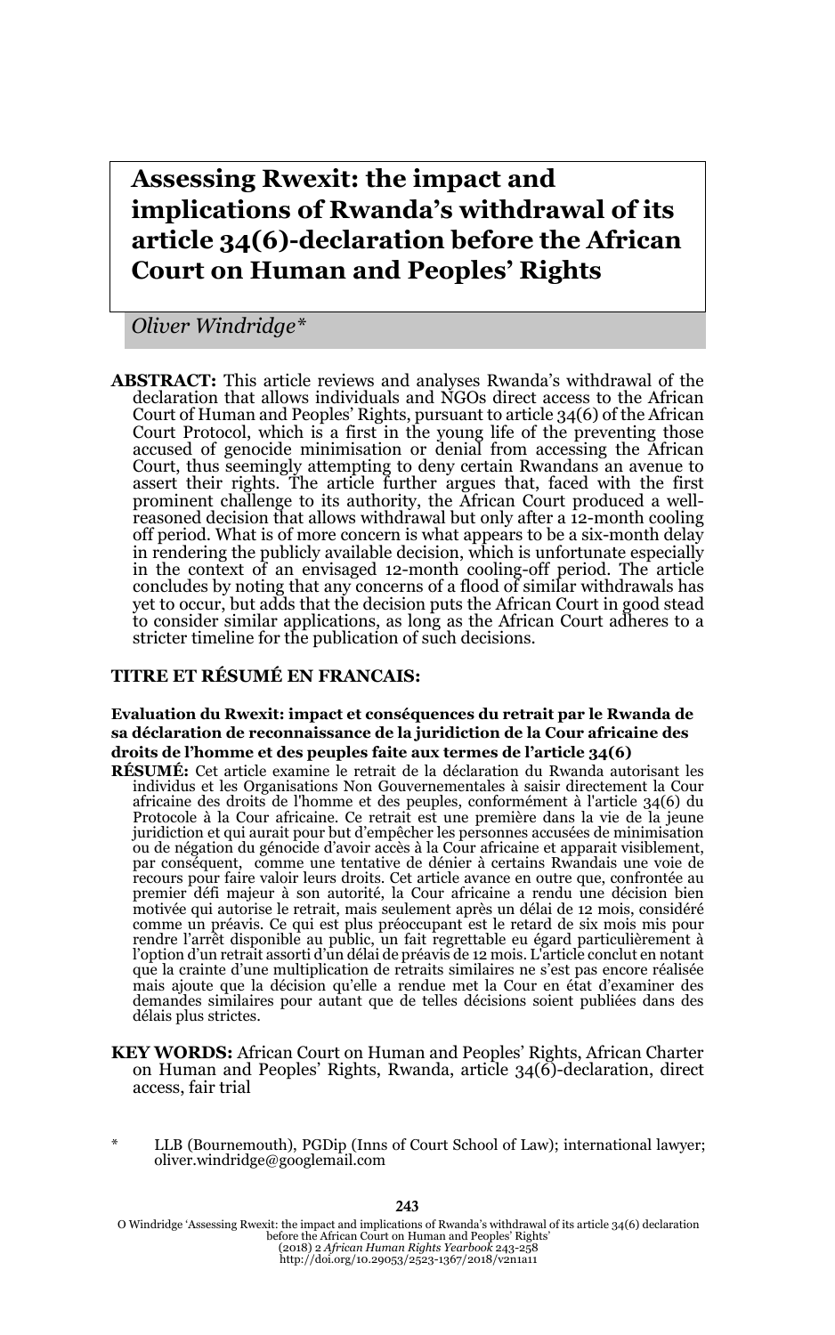# Assessing Rwexit: the impact and implications of Rwanda's withdrawal of its article 34(6)-declaration before the African Court on Human and Peoples' Rights

*Oliver Windridge\**

**ABSTRACT:** This article reviews and analyses Rwanda's withdrawal of the declaration that allows individuals and NGOs direct access to the African Court of Human and Peoples' Rights, pursuant to article 34(6) of the African Court Protocol, which is a first in the young life of the preventing those accused of genocide minimisation or denial from accessing the African Court, thus seemingly attempting to deny certain Rwandans an avenue to assert their rights. The article further argues that, faced with the first prominent challenge to its authority, the African Court produced a well-reasoned decision that allows withdrawal but only after a 12-month cooling off period. What is of more concern is what appears to be a six-month delay in rendering the publicly available decision, which is unfortunate especially in the context of an envisaged 12-month cooling-off period. The article concludes by noting that any concerns of a flood of similar withdrawals has yet to occur, but adds that the decision puts the African Court in good stead to consider similar applications, as long as the African Court adheres to a stricter timeline for the publication of such decisions.

**TITRE ET RÉSUMÉ EN FRANCAIS:**

**Evaluation du Rwexit: impact et conséquences du retrait par le Rwanda de sa déclaration de reconnaissance de la juridiction de la Cour africaine des droits de l'homme et des peuples faite aux termes de l'article 34(6)**

**RÉSUMÉ:** Cet article examine le retrait de la déclaration du Rwanda autorisant les individus et les Organisations Non Gouvernementales à saisir directement la Cour africaine des droits de l'homme et des peuples, conformément à l'article 34(6) du Protocole à la Cour africaine. Ce retrait est une première dans la vie de la jeune juridiction et qui aurait pour but d'empêcher les personnes accusées de minimisation ou de négation du génocide d'avoir accès à la Cour africaine et apparait visiblement, par conséquent, comme une tentative de dénier à certains Rwandais une voie de recours pour faire valoir leurs droits. Cet article avance en outre que, confrontée au premier défi majeur à son autorité, la Cour africaine a rendu une décision bien motivée qui autorise le retrait, mais seulement après un délai de 12 mois, considéré comme un préavis. Ce qui est plus préoccupant est le retard de six mois mis pour rendre l'arrêt disponible au public, un fait regrettable eu égard particulièrement à l'option d'un retrait assorti d'un délai de préavis de 12 mois. L'article conclut en notant que la crainte d'une multiplication de retraits similaires ne s'est pas encore réalisée mais ajoute que la décision qu'elle a rendue met la Cour en état d'examiner des demandes similaires pour autant que de telles décisions soient publiées dans des délais plus strictes.

**KEY WORDS:** African Court on Human and Peoples' Rights, African Charter on Human and Peoples' Rights, Rwanda, article 34(6)-declaration, direct access, fair trial

\* LLB (Bournemouth), PGDip (Inns of Court School of Law); international lawyer; oliver.windridge@googlemail.com

O Windridge 'Assessing Rwexit: the impact and implications of Rwanda's withdrawal of its article 34(6) declaration before the African Court on Human and Peoples' Rights' (2018) 2 *African Human Rights Yearbook* 243-258 http://doi.org/10.29053/2523-1367/2018/v2n1a11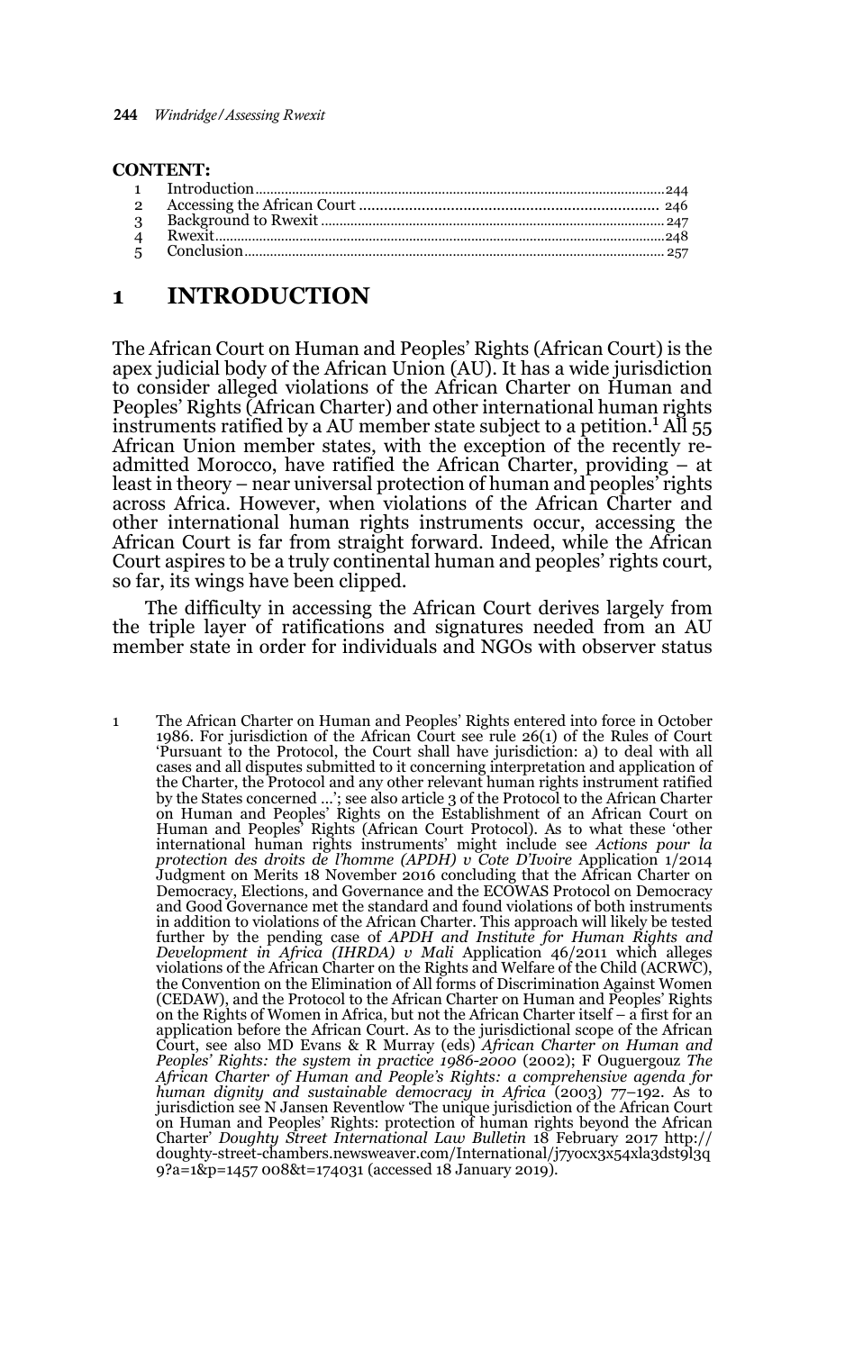**CONTENT:**

1 Introduction ... 244
2 Accessing the African Court ... 246
3 Background to Rwexit ... 247
4 Rwexit ... 248
5 Conclusion ... 257

# 1 INTRODUCTION

The African Court on Human and Peoples' Rights (African Court) is the apex judicial body of the African Union (AU). It has a wide jurisdiction to consider alleged violations of the African Charter on Human and Peoples' Rights (African Charter) and other international human rights instruments ratified by a AU member state subject to a petition.[1] All 55 African Union member states, with the exception of the recently re-admitted Morocco, have ratified the African Charter, providing – at least in theory – near universal protection of human and peoples' rights across Africa. However, when violations of the African Charter and other international human rights instruments occur, accessing the African Court is far from straight forward. Indeed, while the African Court aspires to be a truly continental human and peoples' rights court, so far, its wings have been clipped.

The difficulty in accessing the African Court derives largely from the triple layer of ratifications and signatures needed from an AU member state in order for individuals and NGOs with observer status

1 The African Charter on Human and Peoples' Rights entered into force in October 1986. For jurisdiction of the African Court see rule 26(1) of the Rules of Court 'Pursuant to the Protocol, the Court shall have jurisdiction: a) to deal with all cases and all disputes submitted to it concerning interpretation and application of the Charter, the Protocol and any other relevant human rights instrument ratified by the States concerned ...'; see also article 3 of the Protocol to the African Charter on Human and Peoples' Rights on the Establishment of an African Court on Human and Peoples' Rights (African Court Protocol). As to what these 'other international human rights instruments' might include see *Actions pour la protection des droits de l'homme (APDH) v Cote D'Ivoire* Application 1/2014 Judgment on Merits 18 November 2016 concluding that the African Charter on Democracy, Elections, and Governance and the ECOWAS Protocol on Democracy and Good Governance met the standard and found violations of both instruments in addition to violations of the African Charter. This approach will likely be tested further by the pending case of *APDH and Institute for Human Rights and Development in Africa (IHRDA) v Mali* Application 46/2011 which alleges violations of the African Charter on the Rights and Welfare of the Child (ACRWC), the Convention on the Elimination of All forms of Discrimination Against Women (CEDAW), and the Protocol to the African Charter on Human and Peoples' Rights on the Rights of Women in Africa, but not the African Charter itself – a first for an application before the African Court. As to the jurisdictional scope of the African Court, see also MD Evans & R Murray (eds) *African Charter on Human and Peoples' Rights: the system in practice 1986-2000* (2002); F Ouguergouz *The African Charter of Human and People's Rights: a comprehensive agenda for human dignity and sustainable democracy in Africa* (2003) 77–192. As to jurisdiction see N Jansen Reventlow 'The unique jurisdiction of the African Court on Human and Peoples' Rights: protection of human rights beyond the African Charter' *Doughty Street International Law Bulletin* 18 February 2017 http://doughty-street-chambers.newsweaver.com/International/j7yocx3x54xla3dst9l3q9?a=1&p=1457 008&t=174031 (accessed 18 January 2019).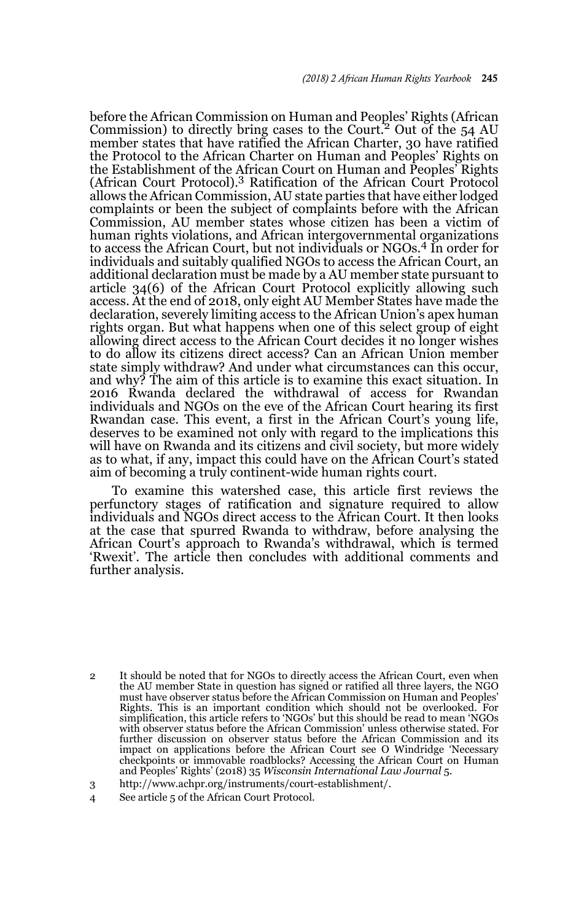before the African Commission on Human and Peoples' Rights (African Commission) to directly bring cases to the Court.[2] Out of the 54 AU member states that have ratified the African Charter, 30 have ratified the Protocol to the African Charter on Human and Peoples' Rights on the Establishment of the African Court on Human and Peoples' Rights (African Court Protocol).[3] Ratification of the African Court Protocol allows the African Commission, AU state parties that have either lodged complaints or been the subject of complaints before with the African Commission, AU member states whose citizen has been a victim of human rights violations, and African intergovernmental organizations to access the African Court, but not individuals or NGOs.[4] In order for individuals and suitably qualified NGOs to access the African Court, an additional declaration must be made by a AU member state pursuant to article 34(6) of the African Court Protocol explicitly allowing such access. At the end of 2018, only eight AU Member States have made the declaration, severely limiting access to the African Union's apex human rights organ. But what happens when one of this select group of eight allowing direct access to the African Court decides it no longer wishes to do allow its citizens direct access? Can an African Union member state simply withdraw? And under what circumstances can this occur, and why? The aim of this article is to examine this exact situation. In 2016 Rwanda declared the withdrawal of access for Rwandan individuals and NGOs on the eve of the African Court hearing its first Rwandan case. This event, a first in the African Court's young life, deserves to be examined not only with regard to the implications this will have on Rwanda and its citizens and civil society, but more widely as to what, if any, impact this could have on the African Court's stated aim of becoming a truly continent-wide human rights court.

To examine this watershed case, this article first reviews the perfunctory stages of ratification and signature required to allow individuals and NGOs direct access to the African Court. It then looks at the case that spurred Rwanda to withdraw, before analysing the African Court's approach to Rwanda's withdrawal, which is termed 'Rwexit'. The article then concludes with additional comments and further analysis.

---

2 It should be noted that for NGOs to directly access the African Court, even when the AU member State in question has signed or ratified all three layers, the NGO must have observer status before the African Commission on Human and Peoples' Rights. This is an important condition which should not be overlooked. For simplification, this article refers to 'NGOs' but this should be read to mean 'NGOs with observer status before the African Commission' unless otherwise stated. For further discussion on observer status before the African Commission and its impact on applications before the African Court see O Windridge 'Necessary checkpoints or immovable roadblocks? Accessing the African Court on Human and Peoples' Rights' (2018) 35 *Wisconsin International Law Journal* 5.

3 http://www.achpr.org/instruments/court-establishment/.

4 See article 5 of the African Court Protocol.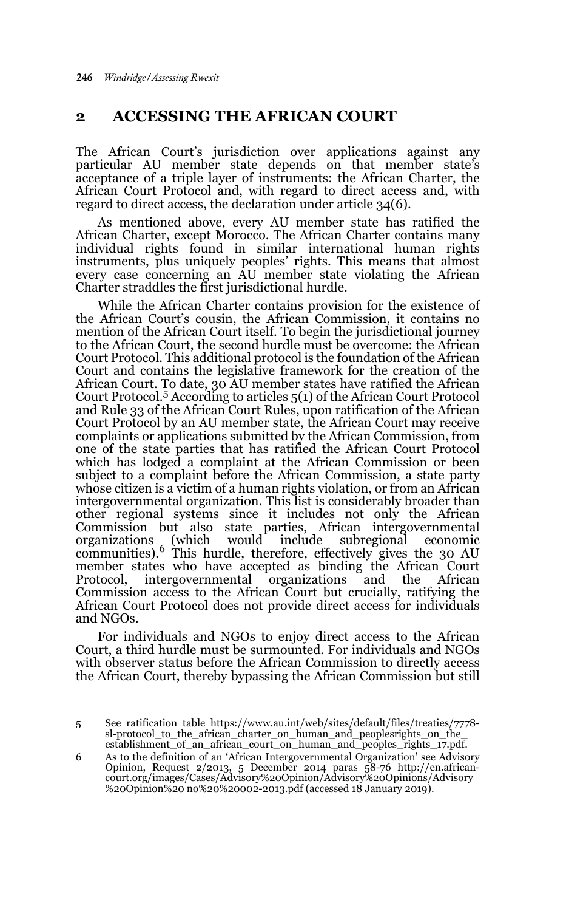## 2 ACCESSING THE AFRICAN COURT

The African Court's jurisdiction over applications against any particular AU member state depends on that member state's acceptance of a triple layer of instruments: the African Charter, the African Court Protocol and, with regard to direct access and, with regard to direct access, the declaration under article 34(6).

As mentioned above, every AU member state has ratified the African Charter, except Morocco. The African Charter contains many individual rights found in similar international human rights instruments, plus uniquely peoples' rights. This means that almost every case concerning an AU member state violating the African Charter straddles the first jurisdictional hurdle.

While the African Charter contains provision for the existence of the African Court's cousin, the African Commission, it contains no mention of the African Court itself. To begin the jurisdictional journey to the African Court, the second hurdle must be overcome: the African Court Protocol. This additional protocol is the foundation of the African Court and contains the legislative framework for the creation of the African Court. To date, 30 AU member states have ratified the African Court Protocol.[5] According to articles 5(1) of the African Court Protocol and Rule 33 of the African Court Rules, upon ratification of the African Court Protocol by an AU member state, the African Court may receive complaints or applications submitted by the African Commission, from one of the state parties that has ratified the African Court Protocol which has lodged a complaint at the African Commission or been subject to a complaint before the African Commission, a state party whose citizen is a victim of a human rights violation, or from an African intergovernmental organization. This list is considerably broader than other regional systems since it includes not only the African Commission but also state parties, African intergovernmental organizations (which would include subregional economic communities).[6] This hurdle, therefore, effectively gives the 30 AU member states who have accepted as binding the African Court Protocol, intergovernmental organizations and the African Commission access to the African Court but crucially, ratifying the African Court Protocol does not provide direct access for individuals and NGOs.

For individuals and NGOs to enjoy direct access to the African Court, a third hurdle must be surmounted. For individuals and NGOs with observer status before the African Commission to directly access the African Court, thereby bypassing the African Commission but still

5 See ratification table https://www.au.int/web/sites/default/files/treaties/7778-sl-protocol_to_the_african_charter_on_human_and_peoplesrights_on_the_establishment_of_an_african_court_on_human_and_peoples_rights_17.pdf.

6 As to the definition of an 'African Intergovernmental Organization' see Advisory Opinion, Request 2/2013, 5 December 2014 paras 58-76 http://en.african-court.org/images/Cases/Advisory%20Opinion/Advisory%20Opinions/Advisory%20Opinion%20 no%20%20002-2013.pdf (accessed 18 January 2019).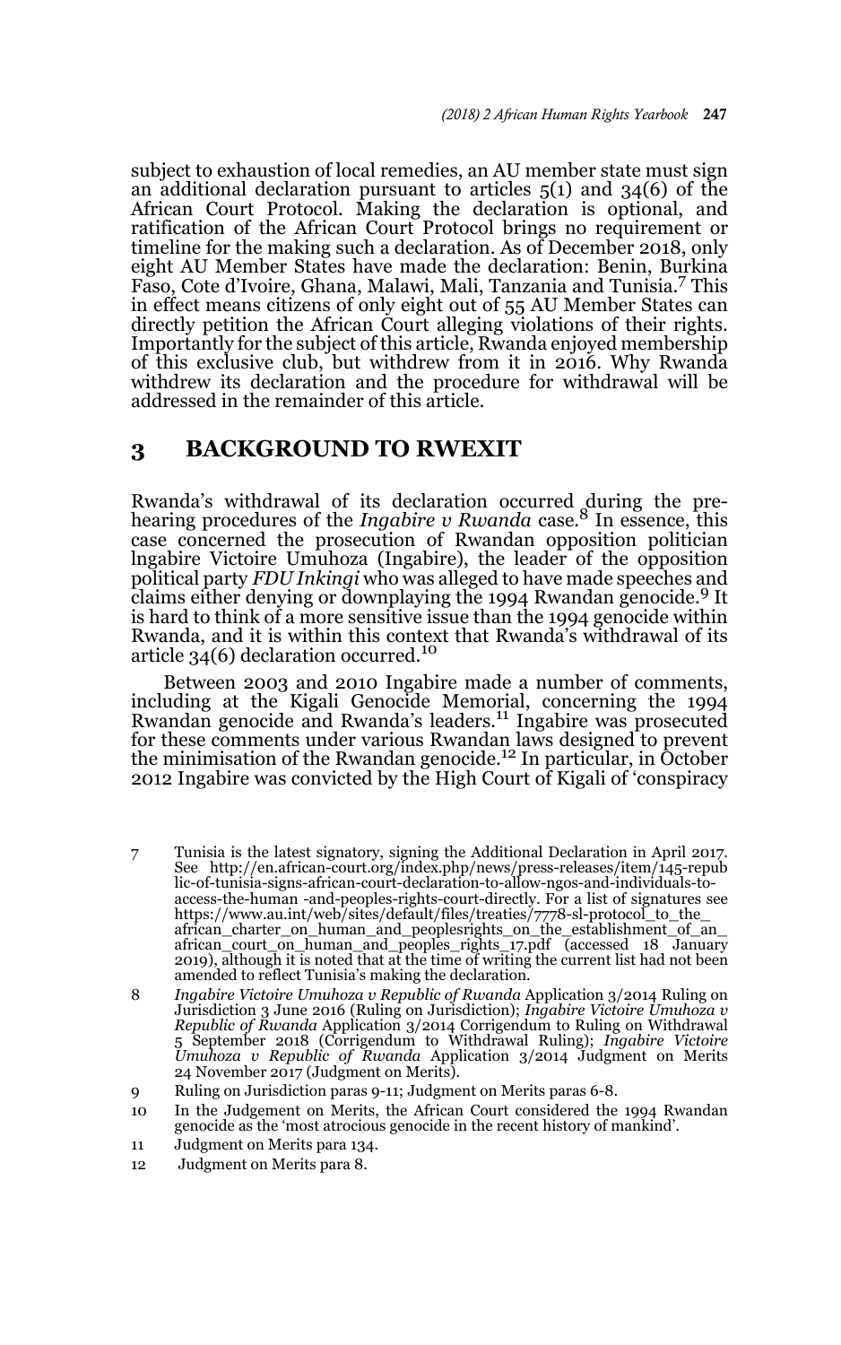subject to exhaustion of local remedies, an AU member state must sign an additional declaration pursuant to articles 5(1) and 34(6) of the African Court Protocol. Making the declaration is optional, and ratification of the African Court Protocol brings no requirement or timeline for the making such a declaration. As of December 2018, only eight AU Member States have made the declaration: Benin, Burkina Faso, Cote d'Ivoire, Ghana, Malawi, Mali, Tanzania and Tunisia.[7] This in effect means citizens of only eight out of 55 AU Member States can directly petition the African Court alleging violations of their rights. Importantly for the subject of this article, Rwanda enjoyed membership of this exclusive club, but withdrew from it in 2016. Why Rwanda withdrew its declaration and the procedure for withdrawal will be addressed in the remainder of this article.

## 3 BACKGROUND TO RWEXIT

Rwanda's withdrawal of its declaration occurred during the pre-hearing procedures of the *Ingabire v Rwanda* case.[8] In essence, this case concerned the prosecution of Rwandan opposition politician lngabire Victoire Umuhoza (Ingabire), the leader of the opposition political party *FDU Inkingi* who was alleged to have made speeches and claims either denying or downplaying the 1994 Rwandan genocide.[9] It is hard to think of a more sensitive issue than the 1994 genocide within Rwanda, and it is within this context that Rwanda's withdrawal of its article 34(6) declaration occurred.[10]

Between 2003 and 2010 Ingabire made a number of comments, including at the Kigali Genocide Memorial, concerning the 1994 Rwandan genocide and Rwanda's leaders.[11] Ingabire was prosecuted for these comments under various Rwandan laws designed to prevent the minimisation of the Rwandan genocide.[12] In particular, in October 2012 Ingabire was convicted by the High Court of Kigali of 'conspiracy

---

7 Tunisia is the latest signatory, signing the Additional Declaration in April 2017. See http://en.african-court.org/index.php/news/press-releases/item/145-republic-of-tunisia-signs-african-court-declaration-to-allow-ngos-and-individuals-to-access-the-human -and-peoples-rights-court-directly. For a list of signatures see https://www.au.int/web/sites/default/files/treaties/7778-sl-protocol_to_the_african_charter_on_human_and_peoplesrights_on_the_establishment_of_an_african_court_on_human_and_peoples_rights_17.pdf (accessed 18 January 2019), although it is noted that at the time of writing the current list had not been amended to reflect Tunisia's making the declaration.

8 *Ingabire Victoire Umuhoza v Republic of Rwanda* Application 3/2014 Ruling on Jurisdiction 3 June 2016 (Ruling on Jurisdiction); *Ingabire Victoire Umuhoza v Republic of Rwanda* Application 3/2014 Corrigendum to Ruling on Withdrawal 5 September 2018 (Corrigendum to Withdrawal Ruling); *Ingabire Victoire Umuhoza v Republic of Rwanda* Application 3/2014 Judgment on Merits 24 November 2017 (Judgment on Merits).

9 Ruling on Jurisdiction paras 9-11; Judgment on Merits paras 6-8.

10 In the Judgement on Merits, the African Court considered the 1994 Rwandan genocide as the 'most atrocious genocide in the recent history of mankind'.

11 Judgment on Merits para 134.

12 Judgment on Merits para 8.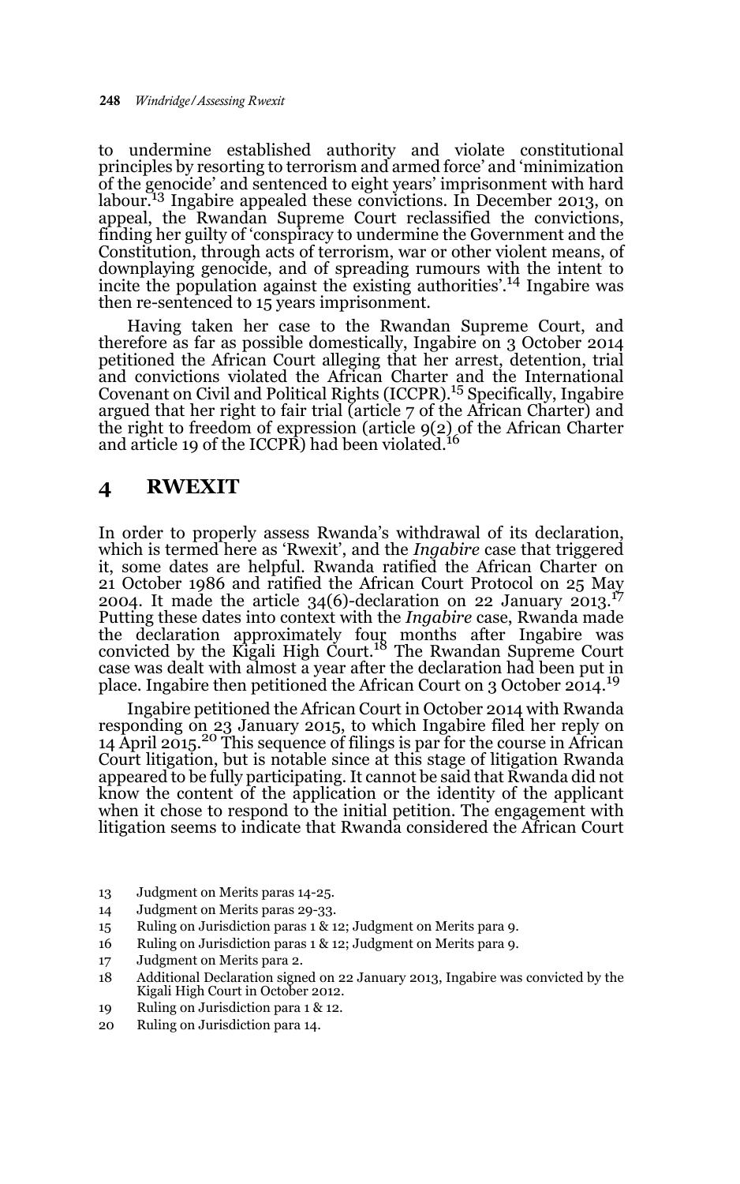to undermine established authority and violate constitutional principles by resorting to terrorism and armed force' and 'minimization of the genocide' and sentenced to eight years' imprisonment with hard labour.[13] Ingabire appealed these convictions. In December 2013, on appeal, the Rwandan Supreme Court reclassified the convictions, finding her guilty of 'conspiracy to undermine the Government and the Constitution, through acts of terrorism, war or other violent means, of downplaying genocide, and of spreading rumours with the intent to incite the population against the existing authorities'.[14] Ingabire was then re-sentenced to 15 years imprisonment.

Having taken her case to the Rwandan Supreme Court, and therefore as far as possible domestically, Ingabire on 3 October 2014 petitioned the African Court alleging that her arrest, detention, trial and convictions violated the African Charter and the International Covenant on Civil and Political Rights (ICCPR).[15] Specifically, Ingabire argued that her right to fair trial (article 7 of the African Charter) and the right to freedom of expression (article 9(2) of the African Charter and article 19 of the ICCPR) had been violated.[16]

## 4 RWEXIT

In order to properly assess Rwanda's withdrawal of its declaration, which is termed here as 'Rwexit', and the *Ingabire* case that triggered it, some dates are helpful. Rwanda ratified the African Charter on 21 October 1986 and ratified the African Court Protocol on 25 May 2004. It made the article 34(6)-declaration on 22 January 2013.[17] Putting these dates into context with the *Ingabire* case, Rwanda made the declaration approximately four months after Ingabire was convicted by the Kigali High Court.[18] The Rwandan Supreme Court case was dealt with almost a year after the declaration had been put in place. Ingabire then petitioned the African Court on 3 October 2014.[19]

Ingabire petitioned the African Court in October 2014 with Rwanda responding on 23 January 2015, to which Ingabire filed her reply on 14 April 2015.[20] This sequence of filings is par for the course in African Court litigation, but is notable since at this stage of litigation Rwanda appeared to be fully participating. It cannot be said that Rwanda did not know the content of the application or the identity of the applicant when it chose to respond to the initial petition. The engagement with litigation seems to indicate that Rwanda considered the African Court

13 Judgment on Merits paras 14-25.

14 Judgment on Merits paras 29-33.

15 Ruling on Jurisdiction paras 1 & 12; Judgment on Merits para 9.

16 Ruling on Jurisdiction paras 1 & 12; Judgment on Merits para 9.

17 Judgment on Merits para 2.

18 Additional Declaration signed on 22 January 2013, Ingabire was convicted by the Kigali High Court in October 2012.

19 Ruling on Jurisdiction para 1 & 12.

20 Ruling on Jurisdiction para 14.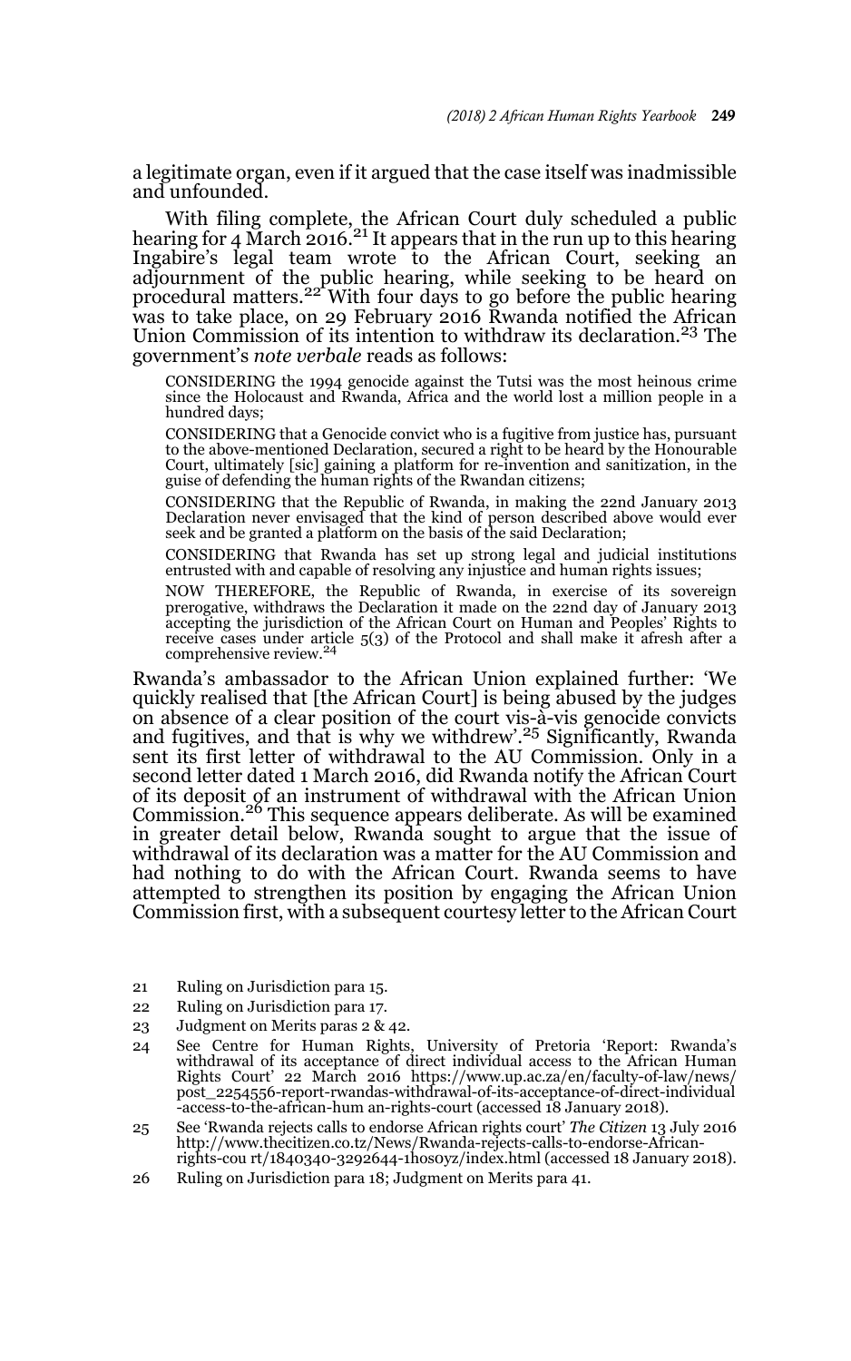a legitimate organ, even if it argued that the case itself was inadmissible and unfounded.

With filing complete, the African Court duly scheduled a public hearing for 4 March 2016.[21] It appears that in the run up to this hearing Ingabire's legal team wrote to the African Court, seeking an adjournment of the public hearing, while seeking to be heard on procedural matters.[22] With four days to go before the public hearing was to take place, on 29 February 2016 Rwanda notified the African Union Commission of its intention to withdraw its declaration.[23] The government's *note verbale* reads as follows:

> CONSIDERING the 1994 genocide against the Tutsi was the most heinous crime since the Holocaust and Rwanda, Africa and the world lost a million people in a hundred days;
>
> CONSIDERING that a Genocide convict who is a fugitive from justice has, pursuant to the above-mentioned Declaration, secured a right to be heard by the Honourable Court, ultimately [sic] gaining a platform for re-invention and sanitization, in the guise of defending the human rights of the Rwandan citizens;
>
> CONSIDERING that the Republic of Rwanda, in making the 22nd January 2013 Declaration never envisaged that the kind of person described above would ever seek and be granted a platform on the basis of the said Declaration;
>
> CONSIDERING that Rwanda has set up strong legal and judicial institutions entrusted with and capable of resolving any injustice and human rights issues;
>
> NOW THEREFORE, the Republic of Rwanda, in exercise of its sovereign prerogative, withdraws the Declaration it made on the 22nd day of January 2013 accepting the jurisdiction of the African Court on Human and Peoples' Rights to receive cases under article 5(3) of the Protocol and shall make it afresh after a comprehensive review.[24]

Rwanda's ambassador to the African Union explained further: 'We quickly realised that [the African Court] is being abused by the judges on absence of a clear position of the court vis-à-vis genocide convicts and fugitives, and that is why we withdrew'.[25] Significantly, Rwanda sent its first letter of withdrawal to the AU Commission. Only in a second letter dated 1 March 2016, did Rwanda notify the African Court of its deposit of an instrument of withdrawal with the African Union Commission.[26] This sequence appears deliberate. As will be examined in greater detail below, Rwanda sought to argue that the issue of withdrawal of its declaration was a matter for the AU Commission and had nothing to do with the African Court. Rwanda seems to have attempted to strengthen its position by engaging the African Union Commission first, with a subsequent courtesy letter to the African Court

21 Ruling on Jurisdiction para 15.

22 Ruling on Jurisdiction para 17.

23 Judgment on Merits paras 2 & 42.

24 See Centre for Human Rights, University of Pretoria 'Report: Rwanda's withdrawal of its acceptance of direct individual access to the African Human Rights Court' 22 March 2016 https://www.up.ac.za/en/faculty-of-law/news/post_2254556-report-rwandas-withdrawal-of-its-acceptance-of-direct-individual-access-to-the-african-hum an-rights-court (accessed 18 January 2018).

25 See 'Rwanda rejects calls to endorse African rights court' *The Citizen* 13 July 2016 http://www.thecitizen.co.tz/News/Rwanda-rejects-calls-to-endorse-African-rights-cou rt/1840340-3292644-1hos0yz/index.html (accessed 18 January 2018).

26 Ruling on Jurisdiction para 18; Judgment on Merits para 41.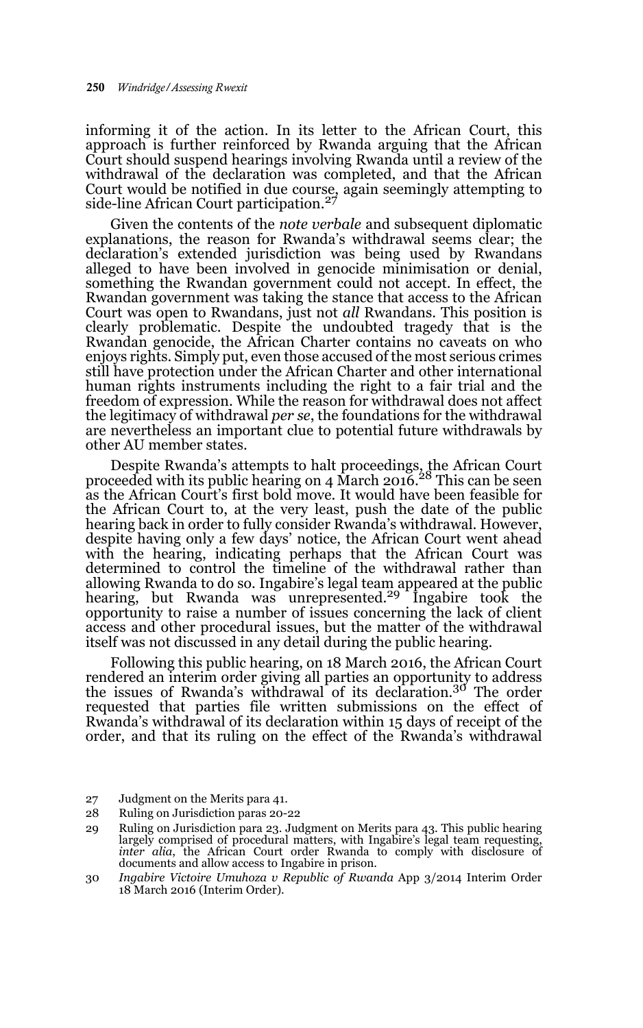informing it of the action. In its letter to the African Court, this approach is further reinforced by Rwanda arguing that the African Court should suspend hearings involving Rwanda until a review of the withdrawal of the declaration was completed, and that the African Court would be notified in due course, again seemingly attempting to side-line African Court participation.[27]

Given the contents of the *note verbale* and subsequent diplomatic explanations, the reason for Rwanda's withdrawal seems clear; the declaration's extended jurisdiction was being used by Rwandans alleged to have been involved in genocide minimisation or denial, something the Rwandan government could not accept. In effect, the Rwandan government was taking the stance that access to the African Court was open to Rwandans, just not *all* Rwandans. This position is clearly problematic. Despite the undoubted tragedy that is the Rwandan genocide, the African Charter contains no caveats on who enjoys rights. Simply put, even those accused of the most serious crimes still have protection under the African Charter and other international human rights instruments including the right to a fair trial and the freedom of expression. While the reason for withdrawal does not affect the legitimacy of withdrawal *per se*, the foundations for the withdrawal are nevertheless an important clue to potential future withdrawals by other AU member states.

Despite Rwanda's attempts to halt proceedings, the African Court proceeded with its public hearing on 4 March 2016.[28] This can be seen as the African Court's first bold move. It would have been feasible for the African Court to, at the very least, push the date of the public hearing back in order to fully consider Rwanda's withdrawal. However, despite having only a few days' notice, the African Court went ahead with the hearing, indicating perhaps that the African Court was determined to control the timeline of the withdrawal rather than allowing Rwanda to do so. Ingabire's legal team appeared at the public hearing, but Rwanda was unrepresented.[29] Ingabire took the opportunity to raise a number of issues concerning the lack of client access and other procedural issues, but the matter of the withdrawal itself was not discussed in any detail during the public hearing.

Following this public hearing, on 18 March 2016, the African Court rendered an interim order giving all parties an opportunity to address the issues of Rwanda's withdrawal of its declaration.[30] The order requested that parties file written submissions on the effect of Rwanda's withdrawal of its declaration within 15 days of receipt of the order, and that its ruling on the effect of the Rwanda's withdrawal

27 Judgment on the Merits para 41.

28 Ruling on Jurisdiction paras 20-22

29 Ruling on Jurisdiction para 23. Judgment on Merits para 43. This public hearing largely comprised of procedural matters, with Ingabire's legal team requesting, *inter alia*, the African Court order Rwanda to comply with disclosure of documents and allow access to Ingabire in prison.

30 *Ingabire Victoire Umuhoza v Republic of Rwanda* App 3/2014 Interim Order 18 March 2016 (Interim Order).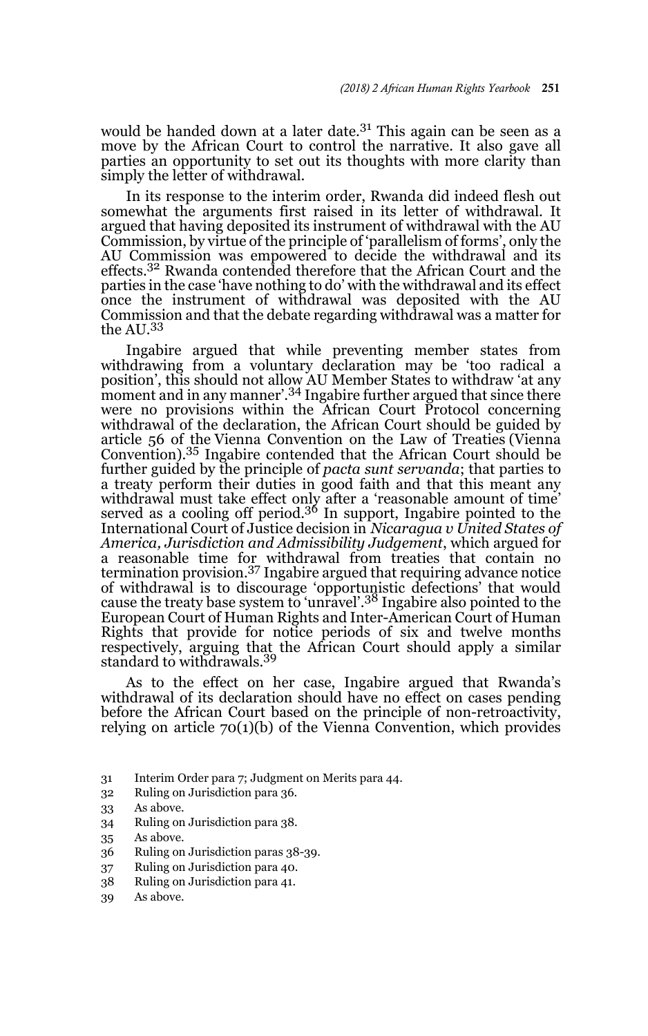would be handed down at a later date.[31] This again can be seen as a move by the African Court to control the narrative. It also gave all parties an opportunity to set out its thoughts with more clarity than simply the letter of withdrawal.

In its response to the interim order, Rwanda did indeed flesh out somewhat the arguments first raised in its letter of withdrawal. It argued that having deposited its instrument of withdrawal with the AU Commission, by virtue of the principle of 'parallelism of forms', only the AU Commission was empowered to decide the withdrawal and its effects.[32] Rwanda contended therefore that the African Court and the parties in the case 'have nothing to do' with the withdrawal and its effect once the instrument of withdrawal was deposited with the AU Commission and that the debate regarding withdrawal was a matter for the AU.[33]

Ingabire argued that while preventing member states from withdrawing from a voluntary declaration may be 'too radical a position', this should not allow AU Member States to withdraw 'at any moment and in any manner'.[34] Ingabire further argued that since there were no provisions within the African Court Protocol concerning withdrawal of the declaration, the African Court should be guided by article 56 of the Vienna Convention on the Law of Treaties (Vienna Convention).[35] Ingabire contended that the African Court should be further guided by the principle of *pacta sunt servanda*; that parties to a treaty perform their duties in good faith and that this meant any withdrawal must take effect only after a 'reasonable amount of time' served as a cooling off period.[36] In support, Ingabire pointed to the International Court of Justice decision in *Nicaragua v United States of America, Jurisdiction and Admissibility Judgement*, which argued for a reasonable time for withdrawal from treaties that contain no termination provision.[37] Ingabire argued that requiring advance notice of withdrawal is to discourage 'opportunistic defections' that would cause the treaty base system to 'unravel'.[38] Ingabire also pointed to the European Court of Human Rights and Inter-American Court of Human Rights that provide for notice periods of six and twelve months respectively, arguing that the African Court should apply a similar standard to withdrawals.[39]

As to the effect on her case, Ingabire argued that Rwanda's withdrawal of its declaration should have no effect on cases pending before the African Court based on the principle of non-retroactivity, relying on article 70(1)(b) of the Vienna Convention, which provides

31 Interim Order para 7; Judgment on Merits para 44.

32 Ruling on Jurisdiction para 36.

33 As above.

34 Ruling on Jurisdiction para 38.

35 As above.

36 Ruling on Jurisdiction paras 38-39.

37 Ruling on Jurisdiction para 40.

38 Ruling on Jurisdiction para 41.

39 As above.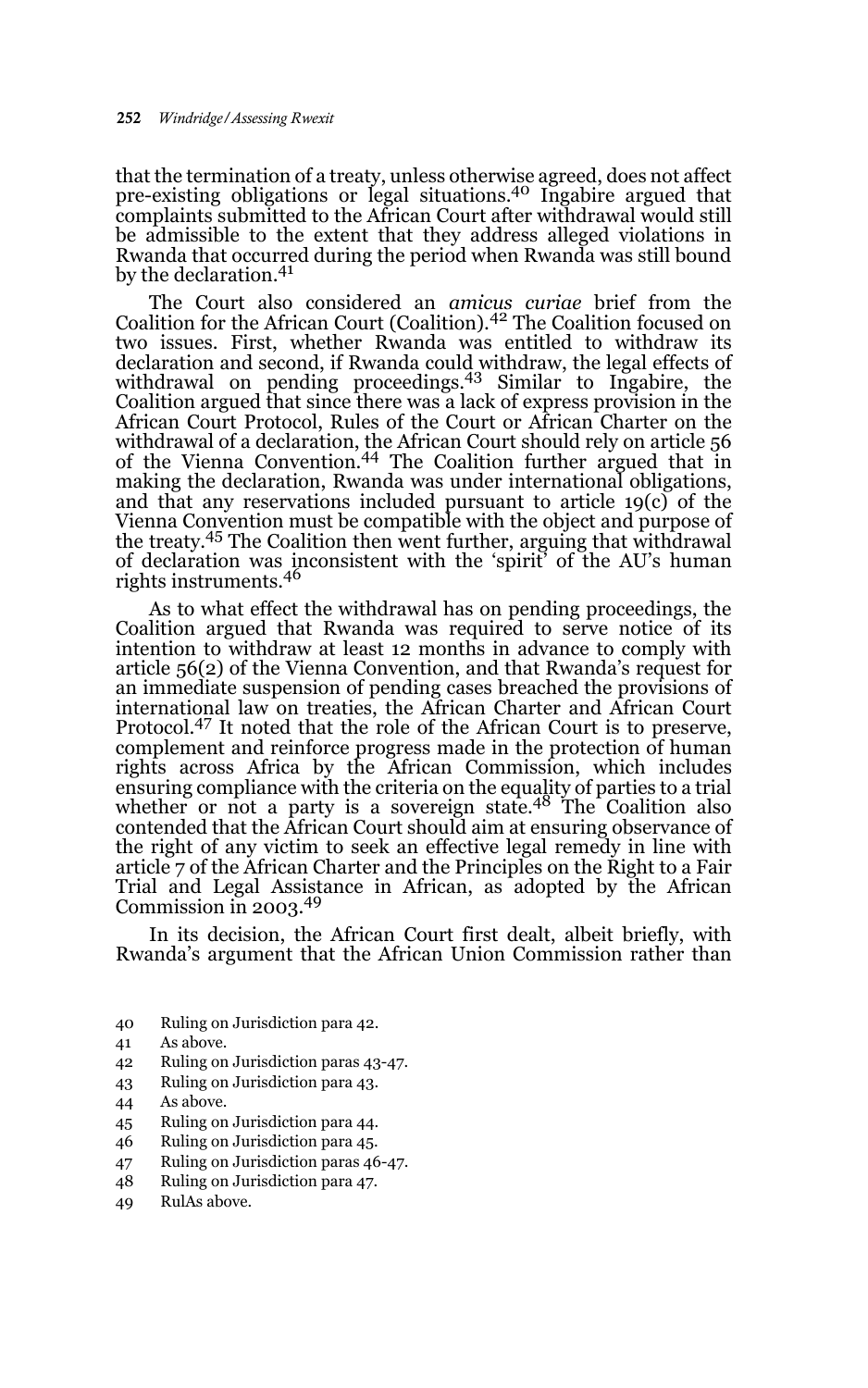that the termination of a treaty, unless otherwise agreed, does not affect pre-existing obligations or legal situations.[40] Ingabire argued that complaints submitted to the African Court after withdrawal would still be admissible to the extent that they address alleged violations in Rwanda that occurred during the period when Rwanda was still bound by the declaration.[41]

The Court also considered an *amicus curiae* brief from the Coalition for the African Court (Coalition).[42] The Coalition focused on two issues. First, whether Rwanda was entitled to withdraw its declaration and second, if Rwanda could withdraw, the legal effects of withdrawal on pending proceedings.[43] Similar to Ingabire, the Coalition argued that since there was a lack of express provision in the African Court Protocol, Rules of the Court or African Charter on the withdrawal of a declaration, the African Court should rely on article 56 of the Vienna Convention.[44] The Coalition further argued that in making the declaration, Rwanda was under international obligations, and that any reservations included pursuant to article 19(c) of the Vienna Convention must be compatible with the object and purpose of the treaty.[45] The Coalition then went further, arguing that withdrawal of declaration was inconsistent with the 'spirit' of the AU's human rights instruments.[46]

As to what effect the withdrawal has on pending proceedings, the Coalition argued that Rwanda was required to serve notice of its intention to withdraw at least 12 months in advance to comply with article 56(2) of the Vienna Convention, and that Rwanda's request for an immediate suspension of pending cases breached the provisions of international law on treaties, the African Charter and African Court Protocol.[47] It noted that the role of the African Court is to preserve, complement and reinforce progress made in the protection of human rights across Africa by the African Commission, which includes ensuring compliance with the criteria on the equality of parties to a trial whether or not a party is a sovereign state.[48] The Coalition also contended that the African Court should aim at ensuring observance of the right of any victim to seek an effective legal remedy in line with article 7 of the African Charter and the Principles on the Right to a Fair Trial and Legal Assistance in African, as adopted by the African Commission in 2003.[49]

In its decision, the African Court first dealt, albeit briefly, with Rwanda's argument that the African Union Commission rather than

40 Ruling on Jurisdiction para 42.

41 As above.

42 Ruling on Jurisdiction paras 43-47.

43 Ruling on Jurisdiction para 43.

44 As above.

45 Ruling on Jurisdiction para 44.

46 Ruling on Jurisdiction para 45.

47 Ruling on Jurisdiction paras 46-47.

48 Ruling on Jurisdiction para 47.

49 RulAs above.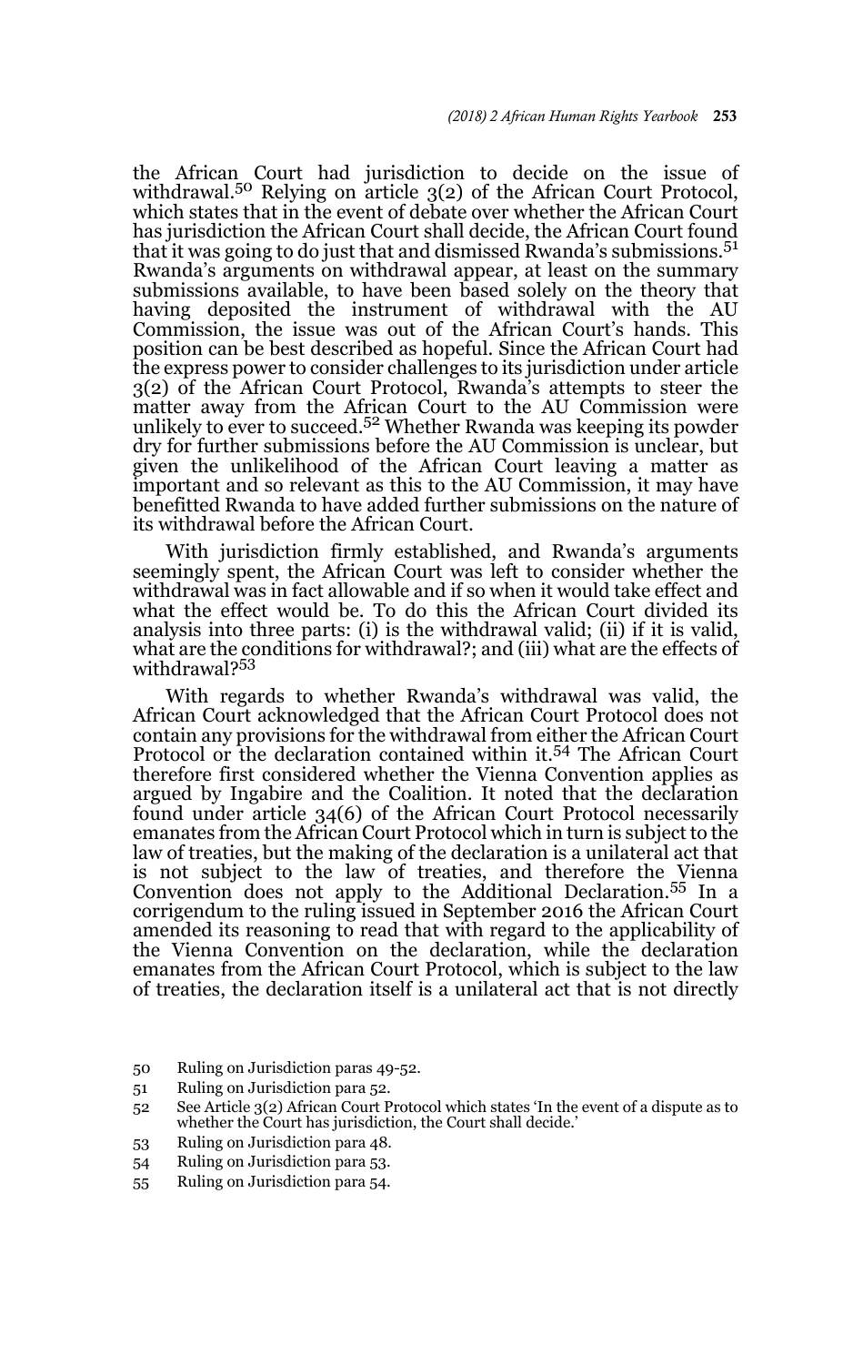the African Court had jurisdiction to decide on the issue of withdrawal.[50] Relying on article 3(2) of the African Court Protocol, which states that in the event of debate over whether the African Court has jurisdiction the African Court shall decide, the African Court found that it was going to do just that and dismissed Rwanda's submissions.[51] Rwanda's arguments on withdrawal appear, at least on the summary submissions available, to have been based solely on the theory that having deposited the instrument of withdrawal with the AU Commission, the issue was out of the African Court's hands. This position can be best described as hopeful. Since the African Court had the express power to consider challenges to its jurisdiction under article 3(2) of the African Court Protocol, Rwanda's attempts to steer the matter away from the African Court to the AU Commission were unlikely to ever to succeed.[52] Whether Rwanda was keeping its powder dry for further submissions before the AU Commission is unclear, but given the unlikelihood of the African Court leaving a matter as important and so relevant as this to the AU Commission, it may have benefitted Rwanda to have added further submissions on the nature of its withdrawal before the African Court.

With jurisdiction firmly established, and Rwanda's arguments seemingly spent, the African Court was left to consider whether the withdrawal was in fact allowable and if so when it would take effect and what the effect would be. To do this the African Court divided its analysis into three parts: (i) is the withdrawal valid; (ii) if it is valid, what are the conditions for withdrawal?; and (iii) what are the effects of withdrawal?[53]

With regards to whether Rwanda's withdrawal was valid, the African Court acknowledged that the African Court Protocol does not contain any provisions for the withdrawal from either the African Court Protocol or the declaration contained within it.[54] The African Court therefore first considered whether the Vienna Convention applies as argued by Ingabire and the Coalition. It noted that the declaration found under article 34(6) of the African Court Protocol necessarily emanates from the African Court Protocol which in turn is subject to the law of treaties, but the making of the declaration is a unilateral act that is not subject to the law of treaties, and therefore the Vienna Convention does not apply to the Additional Declaration.[55] In a corrigendum to the ruling issued in September 2016 the African Court amended its reasoning to read that with regard to the applicability of the Vienna Convention on the declaration, while the declaration emanates from the African Court Protocol, which is subject to the law of treaties, the declaration itself is a unilateral act that is not directly

50 Ruling on Jurisdiction paras 49-52.

51 Ruling on Jurisdiction para 52.

52 See Article 3(2) African Court Protocol which states 'In the event of a dispute as to whether the Court has jurisdiction, the Court shall decide.'

53 Ruling on Jurisdiction para 48.

54 Ruling on Jurisdiction para 53.

55 Ruling on Jurisdiction para 54.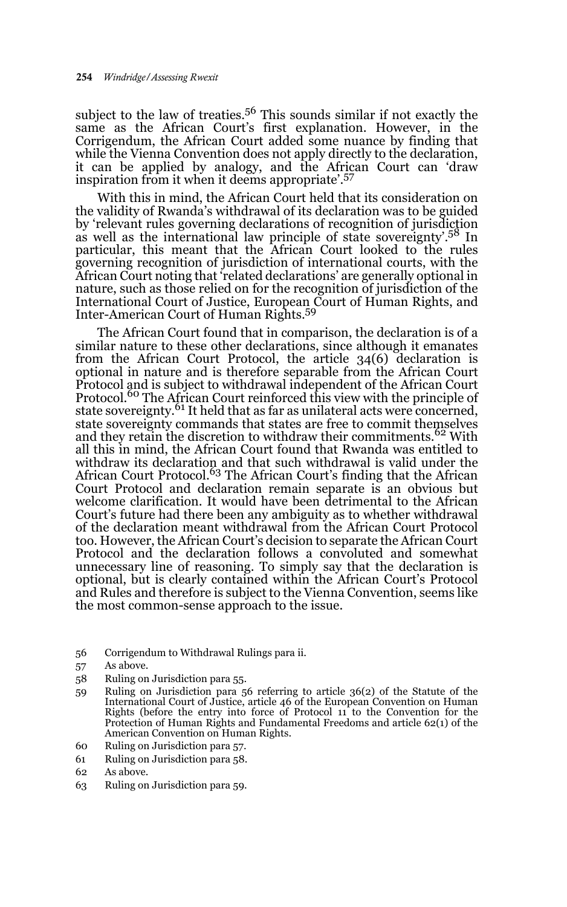subject to the law of treaties.[56] This sounds similar if not exactly the same as the African Court's first explanation. However, in the Corrigendum, the African Court added some nuance by finding that while the Vienna Convention does not apply directly to the declaration, it can be applied by analogy, and the African Court can 'draw inspiration from it when it deems appropriate'.[57]

With this in mind, the African Court held that its consideration on the validity of Rwanda's withdrawal of its declaration was to be guided by 'relevant rules governing declarations of recognition of jurisdiction as well as the international law principle of state sovereignty'.[58] In particular, this meant that the African Court looked to the rules governing recognition of jurisdiction of international courts, with the African Court noting that 'related declarations' are generally optional in nature, such as those relied on for the recognition of jurisdiction of the International Court of Justice, European Court of Human Rights, and Inter-American Court of Human Rights.[59]

The African Court found that in comparison, the declaration is of a similar nature to these other declarations, since although it emanates from the African Court Protocol, the article 34(6) declaration is optional in nature and is therefore separable from the African Court Protocol and is subject to withdrawal independent of the African Court Protocol.[60] The African Court reinforced this view with the principle of state sovereignty.[61] It held that as far as unilateral acts were concerned, state sovereignty commands that states are free to commit themselves and they retain the discretion to withdraw their commitments.[62] With all this in mind, the African Court found that Rwanda was entitled to withdraw its declaration and that such withdrawal is valid under the African Court Protocol.[63] The African Court's finding that the African Court Protocol and declaration remain separate is an obvious but welcome clarification. It would have been detrimental to the African Court's future had there been any ambiguity as to whether withdrawal of the declaration meant withdrawal from the African Court Protocol too. However, the African Court's decision to separate the African Court Protocol and the declaration follows a convoluted and somewhat unnecessary line of reasoning. To simply say that the declaration is optional, but is clearly contained within the African Court's Protocol and Rules and therefore is subject to the Vienna Convention, seems like the most common-sense approach to the issue.

56 Corrigendum to Withdrawal Rulings para ii.

57 As above.

58 Ruling on Jurisdiction para 55.

59 Ruling on Jurisdiction para 56 referring to article 36(2) of the Statute of the International Court of Justice, article 46 of the European Convention on Human Rights (before the entry into force of Protocol 11 to the Convention for the Protection of Human Rights and Fundamental Freedoms and article 62(1) of the American Convention on Human Rights.

60 Ruling on Jurisdiction para 57.

61 Ruling on Jurisdiction para 58.

62 As above.

63 Ruling on Jurisdiction para 59.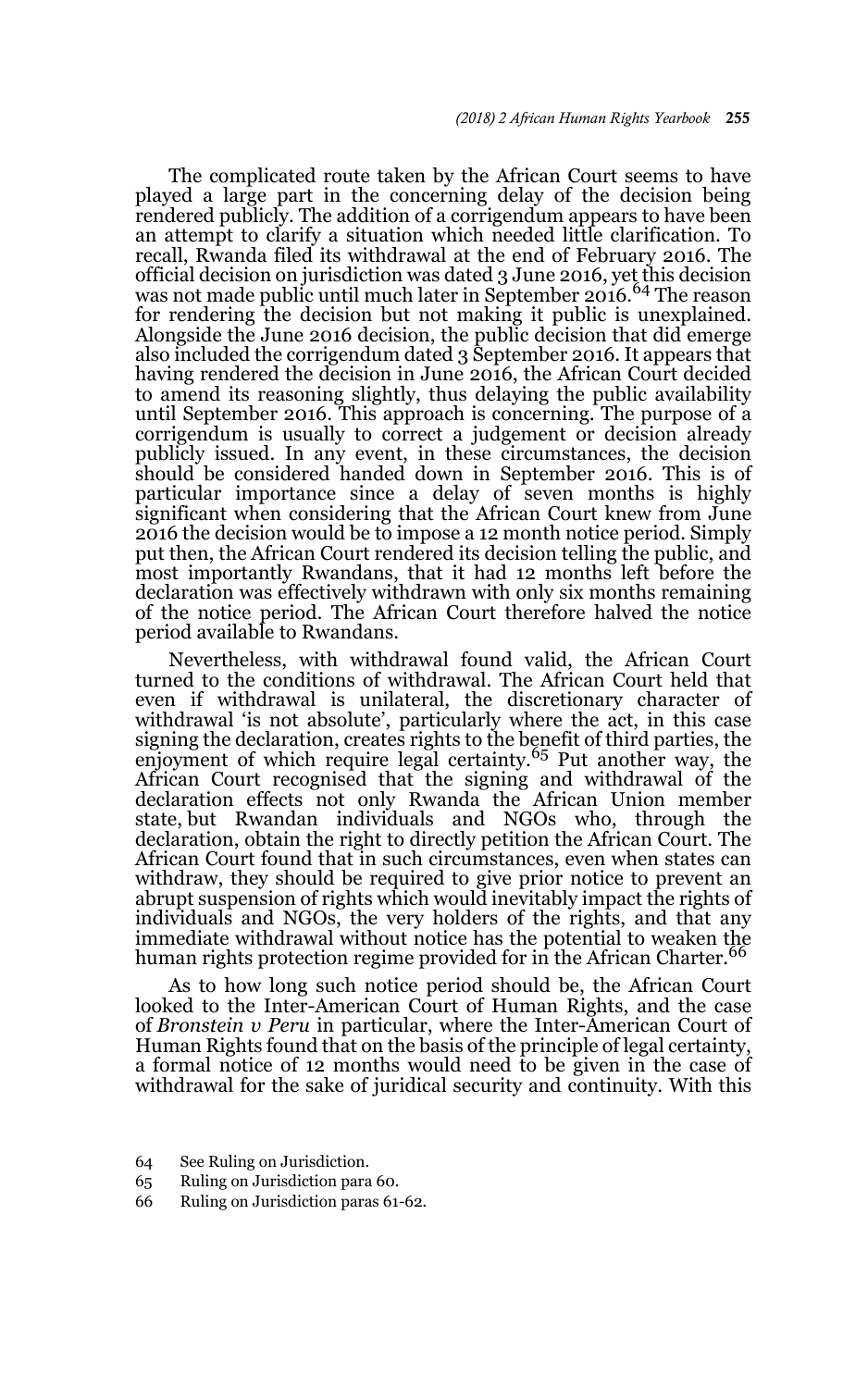The complicated route taken by the African Court seems to have played a large part in the concerning delay of the decision being rendered publicly. The addition of a corrigendum appears to have been an attempt to clarify a situation which needed little clarification. To recall, Rwanda filed its withdrawal at the end of February 2016. The official decision on jurisdiction was dated 3 June 2016, yet this decision was not made public until much later in September 2016.[64] The reason for rendering the decision but not making it public is unexplained. Alongside the June 2016 decision, the public decision that did emerge also included the corrigendum dated 3 September 2016. It appears that having rendered the decision in June 2016, the African Court decided to amend its reasoning slightly, thus delaying the public availability until September 2016. This approach is concerning. The purpose of a corrigendum is usually to correct a judgement or decision already publicly issued. In any event, in these circumstances, the decision should be considered handed down in September 2016. This is of particular importance since a delay of seven months is highly significant when considering that the African Court knew from June 2016 the decision would be to impose a 12 month notice period. Simply put then, the African Court rendered its decision telling the public, and most importantly Rwandans, that it had 12 months left before the declaration was effectively withdrawn with only six months remaining of the notice period. The African Court therefore halved the notice period available to Rwandans.

Nevertheless, with withdrawal found valid, the African Court turned to the conditions of withdrawal. The African Court held that even if withdrawal is unilateral, the discretionary character of withdrawal 'is not absolute', particularly where the act, in this case signing the declaration, creates rights to the benefit of third parties, the enjoyment of which require legal certainty.[65] Put another way, the African Court recognised that the signing and withdrawal of the declaration effects not only Rwanda the African Union member state, but Rwandan individuals and NGOs who, through the declaration, obtain the right to directly petition the African Court. The African Court found that in such circumstances, even when states can withdraw, they should be required to give prior notice to prevent an abrupt suspension of rights which would inevitably impact the rights of individuals and NGOs, the very holders of the rights, and that any immediate withdrawal without notice has the potential to weaken the human rights protection regime provided for in the African Charter.[66]

As to how long such notice period should be, the African Court looked to the Inter-American Court of Human Rights, and the case of *Bronstein v Peru* in particular, where the Inter-American Court of Human Rights found that on the basis of the principle of legal certainty, a formal notice of 12 months would need to be given in the case of withdrawal for the sake of juridical security and continuity. With this

64 See Ruling on Jurisdiction.

65 Ruling on Jurisdiction para 60.

66 Ruling on Jurisdiction paras 61-62.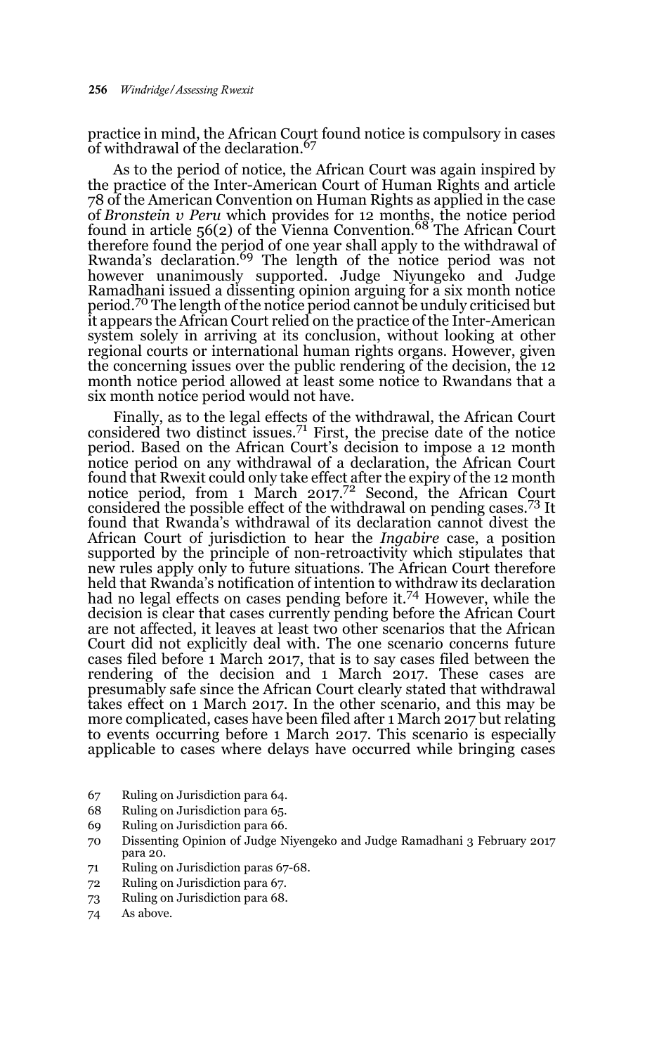practice in mind, the African Court found notice is compulsory in cases of withdrawal of the declaration.[67]

As to the period of notice, the African Court was again inspired by the practice of the Inter-American Court of Human Rights and article 78 of the American Convention on Human Rights as applied in the case of *Bronstein v Peru* which provides for 12 months, the notice period found in article 56(2) of the Vienna Convention.[68] The African Court therefore found the period of one year shall apply to the withdrawal of Rwanda's declaration.[69] The length of the notice period was not however unanimously supported. Judge Niyungeko and Judge Ramadhani issued a dissenting opinion arguing for a six month notice period.[70] The length of the notice period cannot be unduly criticised but it appears the African Court relied on the practice of the Inter-American system solely in arriving at its conclusion, without looking at other regional courts or international human rights organs. However, given the concerning issues over the public rendering of the decision, the 12 month notice period allowed at least some notice to Rwandans that a six month notice period would not have.

Finally, as to the legal effects of the withdrawal, the African Court considered two distinct issues.[71] First, the precise date of the notice period. Based on the African Court's decision to impose a 12 month notice period on any withdrawal of a declaration, the African Court found that Rwexit could only take effect after the expiry of the 12 month notice period, from 1 March 2017.[72] Second, the African Court considered the possible effect of the withdrawal on pending cases.[73] It found that Rwanda's withdrawal of its declaration cannot divest the African Court of jurisdiction to hear the *Ingabire* case, a position supported by the principle of non-retroactivity which stipulates that new rules apply only to future situations. The African Court therefore held that Rwanda's notification of intention to withdraw its declaration had no legal effects on cases pending before it.[74] However, while the decision is clear that cases currently pending before the African Court are not affected, it leaves at least two other scenarios that the African Court did not explicitly deal with. The one scenario concerns future cases filed before 1 March 2017, that is to say cases filed between the rendering of the decision and 1 March 2017. These cases are presumably safe since the African Court clearly stated that withdrawal takes effect on 1 March 2017. In the other scenario, and this may be more complicated, cases have been filed after 1 March 2017 but relating to events occurring before 1 March 2017. This scenario is especially applicable to cases where delays have occurred while bringing cases

67 Ruling on Jurisdiction para 64.

68 Ruling on Jurisdiction para 65.

69 Ruling on Jurisdiction para 66.

70 Dissenting Opinion of Judge Niyengeko and Judge Ramadhani 3 February 2017 para 20.

71 Ruling on Jurisdiction paras 67-68.

72 Ruling on Jurisdiction para 67.

73 Ruling on Jurisdiction para 68.

74 As above.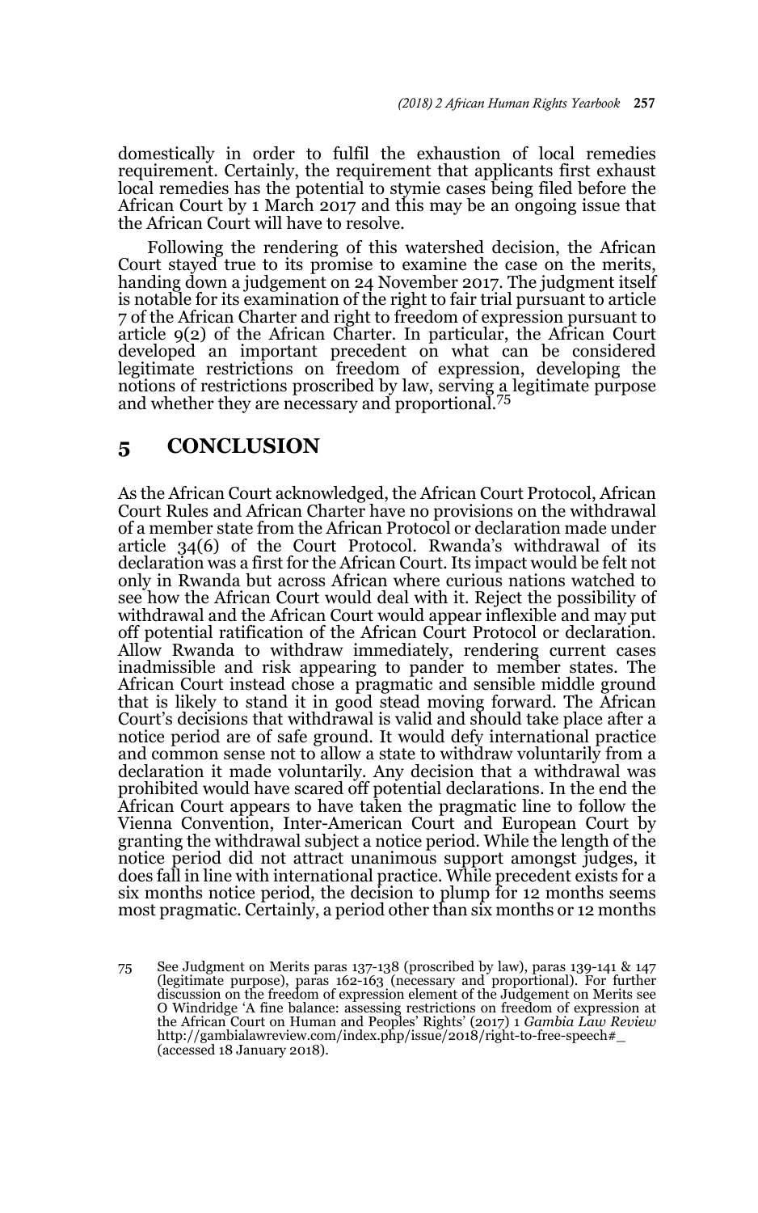domestically in order to fulfil the exhaustion of local remedies requirement. Certainly, the requirement that applicants first exhaust local remedies has the potential to stymie cases being filed before the African Court by 1 March 2017 and this may be an ongoing issue that the African Court will have to resolve.

Following the rendering of this watershed decision, the African Court stayed true to its promise to examine the case on the merits, handing down a judgement on 24 November 2017. The judgment itself is notable for its examination of the right to fair trial pursuant to article 7 of the African Charter and right to freedom of expression pursuant to article 9(2) of the African Charter. In particular, the African Court developed an important precedent on what can be considered legitimate restrictions on freedom of expression, developing the notions of restrictions proscribed by law, serving a legitimate purpose and whether they are necessary and proportional.[75]

## 5 CONCLUSION

As the African Court acknowledged, the African Court Protocol, African Court Rules and African Charter have no provisions on the withdrawal of a member state from the African Protocol or declaration made under article 34(6) of the Court Protocol. Rwanda's withdrawal of its declaration was a first for the African Court. Its impact would be felt not only in Rwanda but across African where curious nations watched to see how the African Court would deal with it. Reject the possibility of withdrawal and the African Court would appear inflexible and may put off potential ratification of the African Court Protocol or declaration. Allow Rwanda to withdraw immediately, rendering current cases inadmissible and risk appearing to pander to member states. The African Court instead chose a pragmatic and sensible middle ground that is likely to stand it in good stead moving forward. The African Court's decisions that withdrawal is valid and should take place after a notice period are of safe ground. It would defy international practice and common sense not to allow a state to withdraw voluntarily from a declaration it made voluntarily. Any decision that a withdrawal was prohibited would have scared off potential declarations. In the end the African Court appears to have taken the pragmatic line to follow the Vienna Convention, Inter-American Court and European Court by granting the withdrawal subject a notice period. While the length of the notice period did not attract unanimous support amongst judges, it does fall in line with international practice. While precedent exists for a six months notice period, the decision to plump for 12 months seems most pragmatic. Certainly, a period other than six months or 12 months

75 See Judgment on Merits paras 137-138 (proscribed by law), paras 139-141 & 147 (legitimate purpose), paras 162-163 (necessary and proportional). For further discussion on the freedom of expression element of the Judgement on Merits see O Windridge 'A fine balance: assessing restrictions on freedom of expression at the African Court on Human and Peoples' Rights' (2017) 1 *Gambia Law Review* http://gambialawreview.com/index.php/issue/2018/right-to-free-speech#_ (accessed 18 January 2018).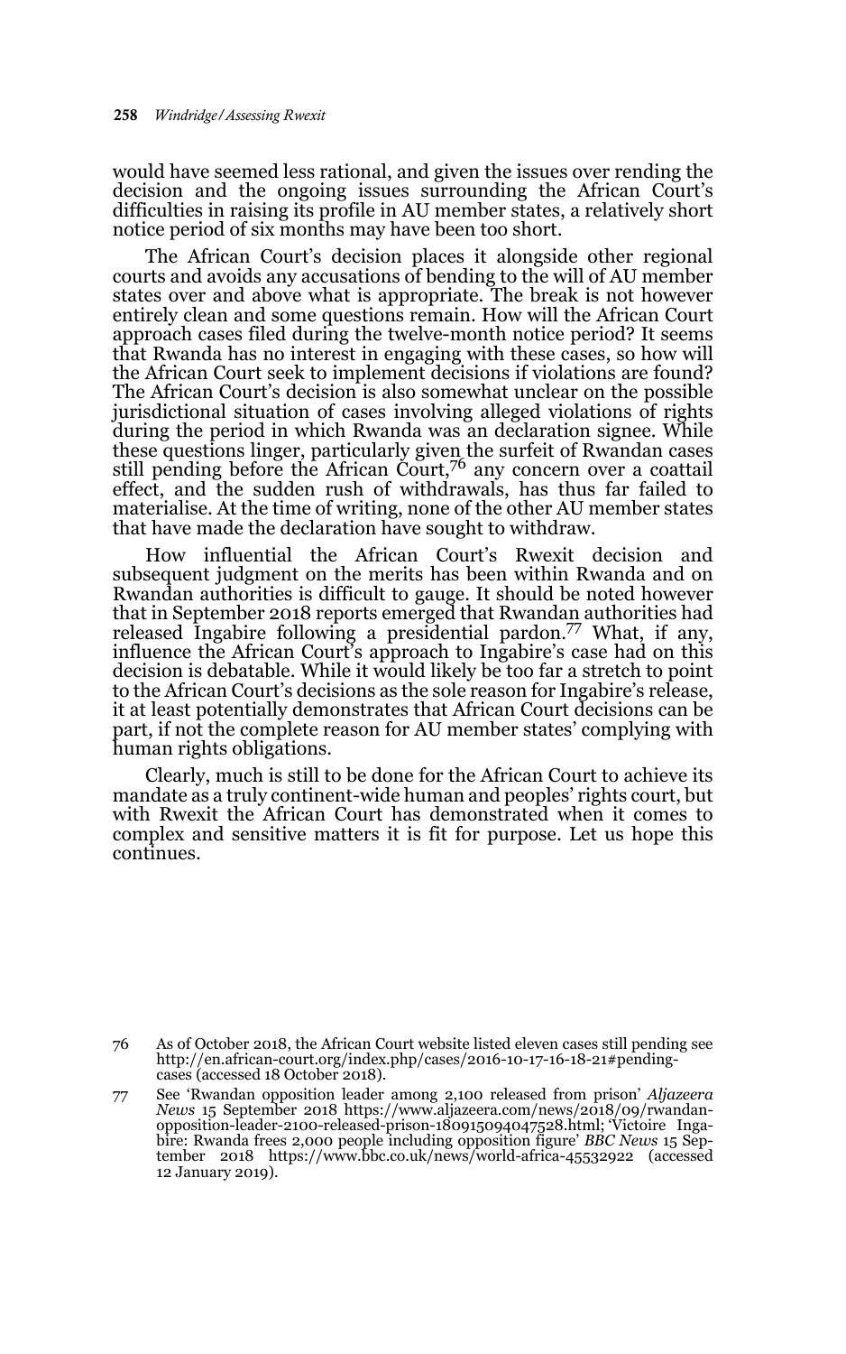would have seemed less rational, and given the issues over rending the decision and the ongoing issues surrounding the African Court's difficulties in raising its profile in AU member states, a relatively short notice period of six months may have been too short.

The African Court's decision places it alongside other regional courts and avoids any accusations of bending to the will of AU member states over and above what is appropriate. The break is not however entirely clean and some questions remain. How will the African Court approach cases filed during the twelve-month notice period? It seems that Rwanda has no interest in engaging with these cases, so how will the African Court seek to implement decisions if violations are found? The African Court's decision is also somewhat unclear on the possible jurisdictional situation of cases involving alleged violations of rights during the period in which Rwanda was an declaration signee. While these questions linger, particularly given the surfeit of Rwandan cases still pending before the African Court,[76] any concern over a coattail effect, and the sudden rush of withdrawals, has thus far failed to materialise. At the time of writing, none of the other AU member states that have made the declaration have sought to withdraw.

How influential the African Court's Rwexit decision and subsequent judgment on the merits has been within Rwanda and on Rwandan authorities is difficult to gauge. It should be noted however that in September 2018 reports emerged that Rwandan authorities had released Ingabire following a presidential pardon.[77] What, if any, influence the African Court's approach to Ingabire's case had on this decision is debatable. While it would likely be too far a stretch to point to the African Court's decisions as the sole reason for Ingabire's release, it at least potentially demonstrates that African Court decisions can be part, if not the complete reason for AU member states' complying with human rights obligations.

Clearly, much is still to be done for the African Court to achieve its mandate as a truly continent-wide human and peoples' rights court, but with Rwexit the African Court has demonstrated when it comes to complex and sensitive matters it is fit for purpose. Let us hope this continues.

---

76 As of October 2018, the African Court website listed eleven cases still pending see http://en.african-court.org/index.php/cases/2016-10-17-16-18-21#pending-cases (accessed 18 October 2018).

77 See 'Rwandan opposition leader among 2,100 released from prison' *Aljazeera News* 15 September 2018 https://www.aljazeera.com/news/2018/09/rwandan-opposition-leader-2100-released-prison-180915094047528.html; 'Victoire Ingabire: Rwanda frees 2,000 people including opposition figure' *BBC News* 15 September 2018 https://www.bbc.co.uk/news/world-africa-45532922 (accessed 12 January 2019).